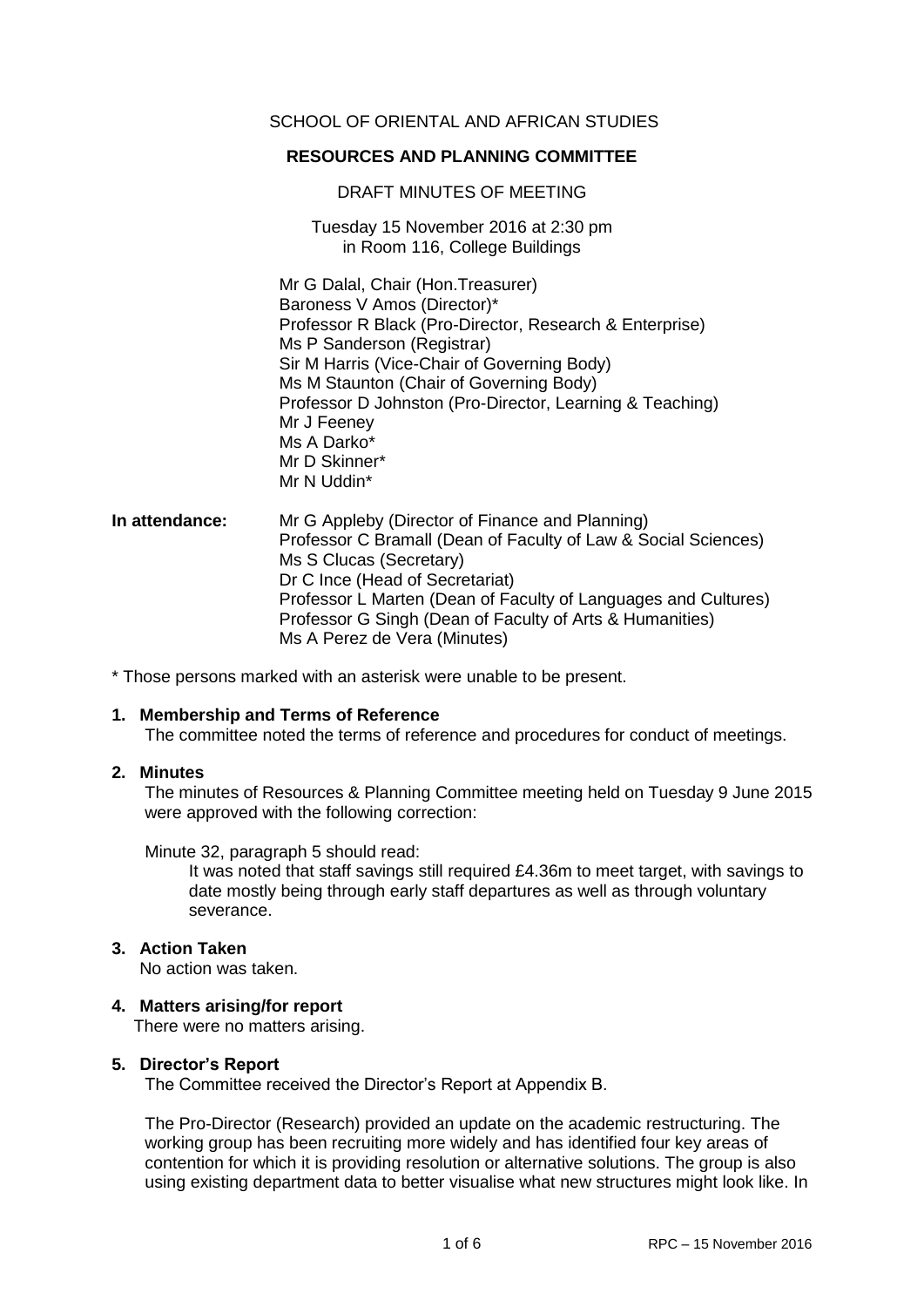SCHOOL OF ORIENTAL AND AFRICAN STUDIES

**RESOURCES AND PLANNING COMMITTEE**

DRAFT MINUTES OF MEETING

Tuesday 15 November 2016 at 2:30 pm
in Room 116, College Buildings

Mr G Dalal, Chair (Hon.Treasurer)
Baroness V Amos (Director)*
Professor R Black (Pro-Director, Research & Enterprise)
Ms P Sanderson (Registrar)
Sir M Harris (Vice-Chair of Governing Body)
Ms M Staunton (Chair of Governing Body)
Professor D Johnston (Pro-Director, Learning & Teaching)
Mr J Feeney
Ms A Darko*
Mr D Skinner*
Mr N Uddin*

**In attendance:**
Mr G Appleby (Director of Finance and Planning)
Professor C Bramall (Dean of Faculty of Law & Social Sciences)
Ms S Clucas (Secretary)
Dr C Ince (Head of Secretariat)
Professor L Marten (Dean of Faculty of Languages and Cultures)
Professor G Singh (Dean of Faculty of Arts & Humanities)
Ms A Perez de Vera (Minutes)

\* Those persons marked with an asterisk were unable to be present.

**1. Membership and Terms of Reference**

The committee noted the terms of reference and procedures for conduct of meetings.

**2. Minutes**

The minutes of Resources & Planning Committee meeting held on Tuesday 9 June 2015 were approved with the following correction:

Minute 32, paragraph 5 should read:

> It was noted that staff savings still required £4.36m to meet target, with savings to date mostly being through early staff departures as well as through voluntary severance.

**3. Action Taken**

No action was taken.

**4. Matters arising/for report**

There were no matters arising.

**5. Director's Report**

The Committee received the Director's Report at Appendix B.

The Pro-Director (Research) provided an update on the academic restructuring. The working group has been recruiting more widely and has identified four key areas of contention for which it is providing resolution or alternative solutions. The group is also using existing department data to better visualise what new structures might look like. In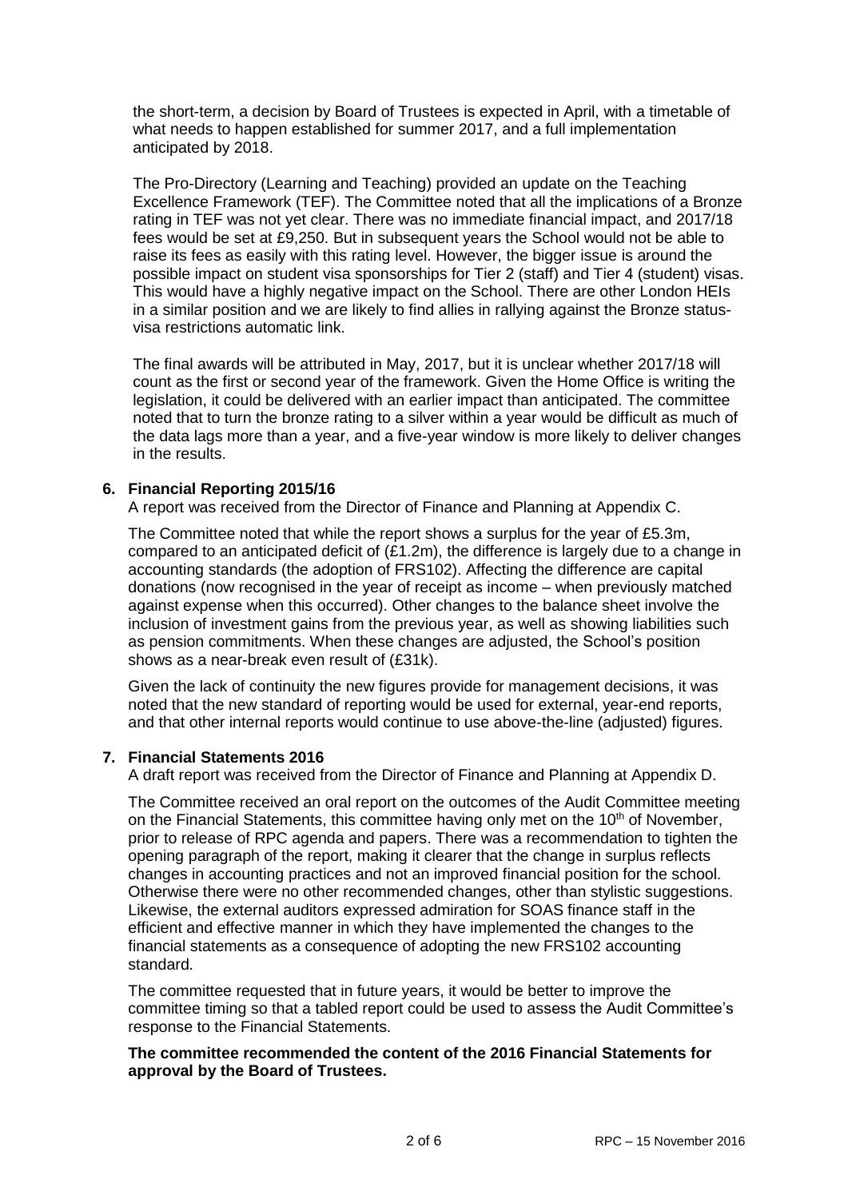the short-term, a decision by Board of Trustees is expected in April, with a timetable of what needs to happen established for summer 2017, and a full implementation anticipated by 2018.

The Pro-Directory (Learning and Teaching) provided an update on the Teaching Excellence Framework (TEF). The Committee noted that all the implications of a Bronze rating in TEF was not yet clear. There was no immediate financial impact, and 2017/18 fees would be set at £9,250. But in subsequent years the School would not be able to raise its fees as easily with this rating level. However, the bigger issue is around the possible impact on student visa sponsorships for Tier 2 (staff) and Tier 4 (student) visas. This would have a highly negative impact on the School. There are other London HEIs in a similar position and we are likely to find allies in rallying against the Bronze status-visa restrictions automatic link.

The final awards will be attributed in May, 2017, but it is unclear whether 2017/18 will count as the first or second year of the framework. Given the Home Office is writing the legislation, it could be delivered with an earlier impact than anticipated. The committee noted that to turn the bronze rating to a silver within a year would be difficult as much of the data lags more than a year, and a five-year window is more likely to deliver changes in the results.

## 6. Financial Reporting 2015/16

A report was received from the Director of Finance and Planning at Appendix C.

The Committee noted that while the report shows a surplus for the year of £5.3m, compared to an anticipated deficit of (£1.2m), the difference is largely due to a change in accounting standards (the adoption of FRS102). Affecting the difference are capital donations (now recognised in the year of receipt as income – when previously matched against expense when this occurred). Other changes to the balance sheet involve the inclusion of investment gains from the previous year, as well as showing liabilities such as pension commitments. When these changes are adjusted, the School's position shows as a near-break even result of (£31k).

Given the lack of continuity the new figures provide for management decisions, it was noted that the new standard of reporting would be used for external, year-end reports, and that other internal reports would continue to use above-the-line (adjusted) figures.

## 7. Financial Statements 2016

A draft report was received from the Director of Finance and Planning at Appendix D.

The Committee received an oral report on the outcomes of the Audit Committee meeting on the Financial Statements, this committee having only met on the 10th of November, prior to release of RPC agenda and papers. There was a recommendation to tighten the opening paragraph of the report, making it clearer that the change in surplus reflects changes in accounting practices and not an improved financial position for the school. Otherwise there were no other recommended changes, other than stylistic suggestions. Likewise, the external auditors expressed admiration for SOAS finance staff in the efficient and effective manner in which they have implemented the changes to the financial statements as a consequence of adopting the new FRS102 accounting standard.

The committee requested that in future years, it would be better to improve the committee timing so that a tabled report could be used to assess the Audit Committee's response to the Financial Statements.

**The committee recommended the content of the 2016 Financial Statements for approval by the Board of Trustees.**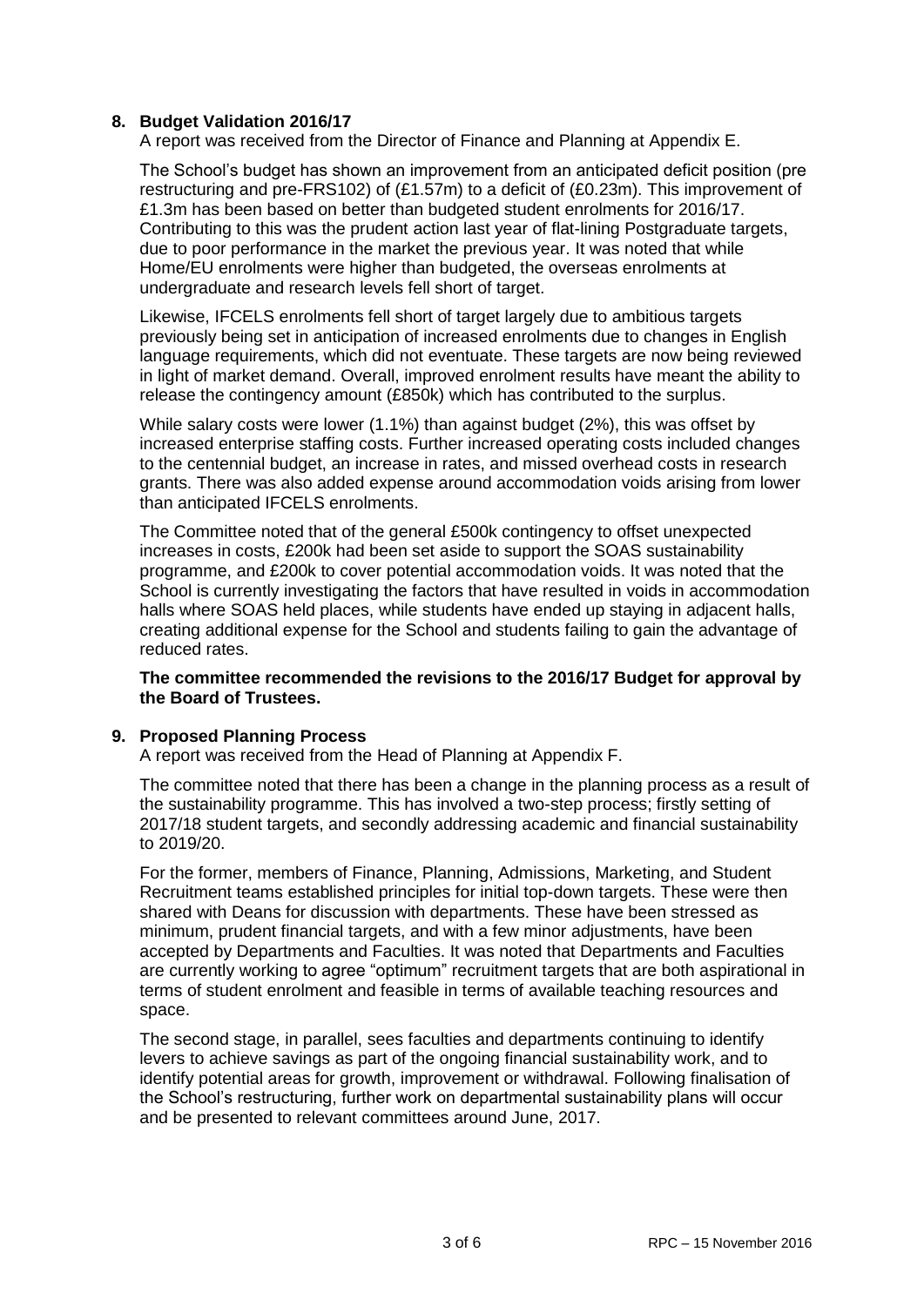## 8. Budget Validation 2016/17

A report was received from the Director of Finance and Planning at Appendix E.

The School's budget has shown an improvement from an anticipated deficit position (pre restructuring and pre-FRS102) of (£1.57m) to a deficit of (£0.23m). This improvement of £1.3m has been based on better than budgeted student enrolments for 2016/17. Contributing to this was the prudent action last year of flat-lining Postgraduate targets, due to poor performance in the market the previous year. It was noted that while Home/EU enrolments were higher than budgeted, the overseas enrolments at undergraduate and research levels fell short of target.

Likewise, IFCELS enrolments fell short of target largely due to ambitious targets previously being set in anticipation of increased enrolments due to changes in English language requirements, which did not eventuate. These targets are now being reviewed in light of market demand. Overall, improved enrolment results have meant the ability to release the contingency amount (£850k) which has contributed to the surplus.

While salary costs were lower (1.1%) than against budget (2%), this was offset by increased enterprise staffing costs. Further increased operating costs included changes to the centennial budget, an increase in rates, and missed overhead costs in research grants. There was also added expense around accommodation voids arising from lower than anticipated IFCELS enrolments.

The Committee noted that of the general £500k contingency to offset unexpected increases in costs, £200k had been set aside to support the SOAS sustainability programme, and £200k to cover potential accommodation voids. It was noted that the School is currently investigating the factors that have resulted in voids in accommodation halls where SOAS held places, while students have ended up staying in adjacent halls, creating additional expense for the School and students failing to gain the advantage of reduced rates.

**The committee recommended the revisions to the 2016/17 Budget for approval by the Board of Trustees.**

## 9. Proposed Planning Process

A report was received from the Head of Planning at Appendix F.

The committee noted that there has been a change in the planning process as a result of the sustainability programme. This has involved a two-step process; firstly setting of 2017/18 student targets, and secondly addressing academic and financial sustainability to 2019/20.

For the former, members of Finance, Planning, Admissions, Marketing, and Student Recruitment teams established principles for initial top-down targets. These were then shared with Deans for discussion with departments. These have been stressed as minimum, prudent financial targets, and with a few minor adjustments, have been accepted by Departments and Faculties. It was noted that Departments and Faculties are currently working to agree "optimum" recruitment targets that are both aspirational in terms of student enrolment and feasible in terms of available teaching resources and space.

The second stage, in parallel, sees faculties and departments continuing to identify levers to achieve savings as part of the ongoing financial sustainability work, and to identify potential areas for growth, improvement or withdrawal. Following finalisation of the School's restructuring, further work on departmental sustainability plans will occur and be presented to relevant committees around June, 2017.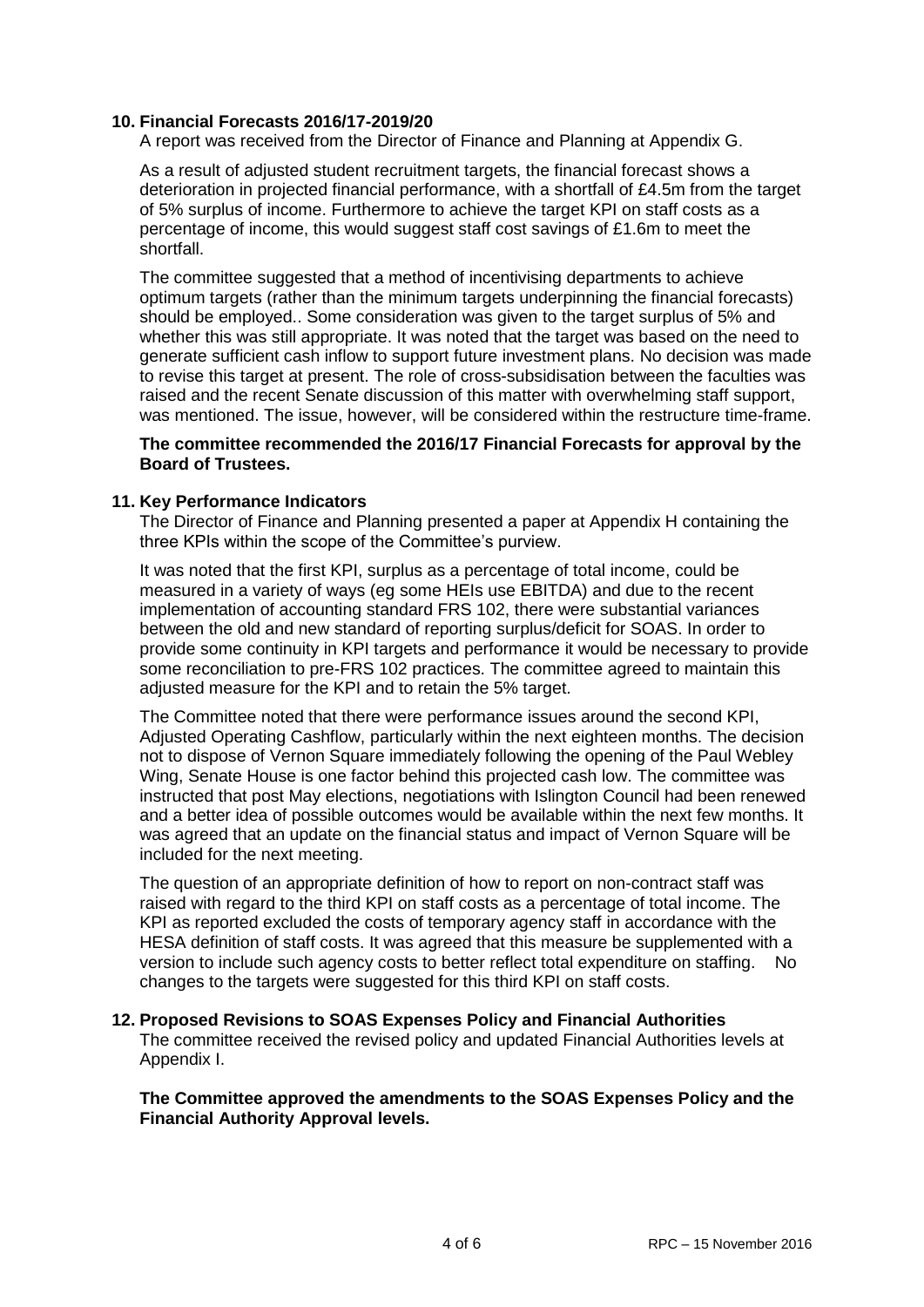## 10. Financial Forecasts 2016/17-2019/20

A report was received from the Director of Finance and Planning at Appendix G.

As a result of adjusted student recruitment targets, the financial forecast shows a deterioration in projected financial performance, with a shortfall of £4.5m from the target of 5% surplus of income. Furthermore to achieve the target KPI on staff costs as a percentage of income, this would suggest staff cost savings of £1.6m to meet the shortfall.

The committee suggested that a method of incentivising departments to achieve optimum targets (rather than the minimum targets underpinning the financial forecasts) should be employed.. Some consideration was given to the target surplus of 5% and whether this was still appropriate. It was noted that the target was based on the need to generate sufficient cash inflow to support future investment plans. No decision was made to revise this target at present. The role of cross-subsidisation between the faculties was raised and the recent Senate discussion of this matter with overwhelming staff support, was mentioned. The issue, however, will be considered within the restructure time-frame.

**The committee recommended the 2016/17 Financial Forecasts for approval by the Board of Trustees.**

## 11. Key Performance Indicators

The Director of Finance and Planning presented a paper at Appendix H containing the three KPIs within the scope of the Committee's purview.

It was noted that the first KPI, surplus as a percentage of total income, could be measured in a variety of ways (eg some HEIs use EBITDA) and due to the recent implementation of accounting standard FRS 102, there were substantial variances between the old and new standard of reporting surplus/deficit for SOAS. In order to provide some continuity in KPI targets and performance it would be necessary to provide some reconciliation to pre-FRS 102 practices. The committee agreed to maintain this adjusted measure for the KPI and to retain the 5% target.

The Committee noted that there were performance issues around the second KPI, Adjusted Operating Cashflow, particularly within the next eighteen months. The decision not to dispose of Vernon Square immediately following the opening of the Paul Webley Wing, Senate House is one factor behind this projected cash low. The committee was instructed that post May elections, negotiations with Islington Council had been renewed and a better idea of possible outcomes would be available within the next few months. It was agreed that an update on the financial status and impact of Vernon Square will be included for the next meeting.

The question of an appropriate definition of how to report on non-contract staff was raised with regard to the third KPI on staff costs as a percentage of total income. The KPI as reported excluded the costs of temporary agency staff in accordance with the HESA definition of staff costs. It was agreed that this measure be supplemented with a version to include such agency costs to better reflect total expenditure on staffing. No changes to the targets were suggested for this third KPI on staff costs.

## 12. Proposed Revisions to SOAS Expenses Policy and Financial Authorities

The committee received the revised policy and updated Financial Authorities levels at Appendix I.

**The Committee approved the amendments to the SOAS Expenses Policy and the Financial Authority Approval levels.**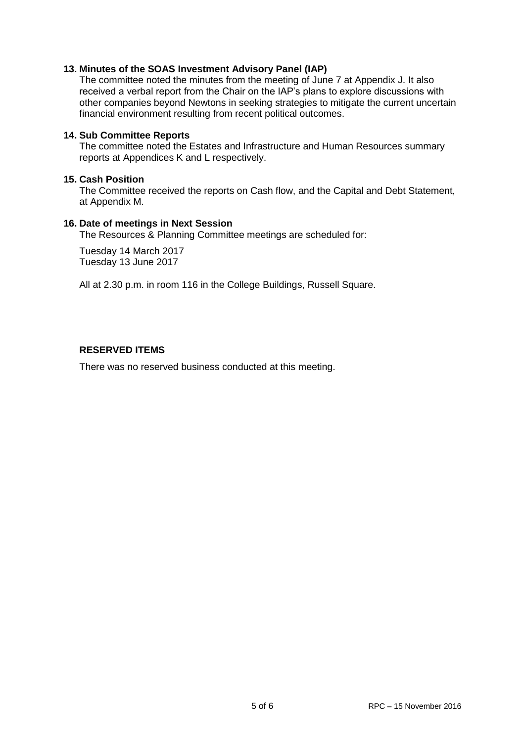**13. Minutes of the SOAS Investment Advisory Panel (IAP)**

The committee noted the minutes from the meeting of June 7 at Appendix J. It also received a verbal report from the Chair on the IAP's plans to explore discussions with other companies beyond Newtons in seeking strategies to mitigate the current uncertain financial environment resulting from recent political outcomes.

**14. Sub Committee Reports**

The committee noted the Estates and Infrastructure and Human Resources summary reports at Appendices K and L respectively.

**15. Cash Position**

The Committee received the reports on Cash flow, and the Capital and Debt Statement, at Appendix M.

**16. Date of meetings in Next Session**

The Resources & Planning Committee meetings are scheduled for:

Tuesday 14 March 2017
Tuesday 13 June 2017

All at 2.30 p.m. in room 116 in the College Buildings, Russell Square.

**RESERVED ITEMS**

There was no reserved business conducted at this meeting.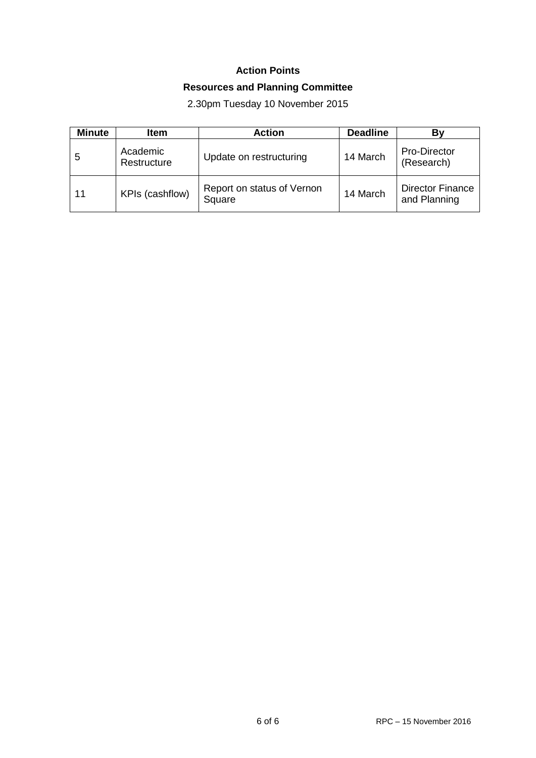**Action Points**

**Resources and Planning Committee**

2.30pm Tuesday 10 November 2015

| Minute | Item | Action | Deadline | By |
|---|---|---|---|---|
| 5 | Academic Restructure | Update on restructuring | 14 March | Pro-Director (Research) |
| 11 | KPIs (cashflow) | Report on status of Vernon Square | 14 March | Director Finance and Planning |